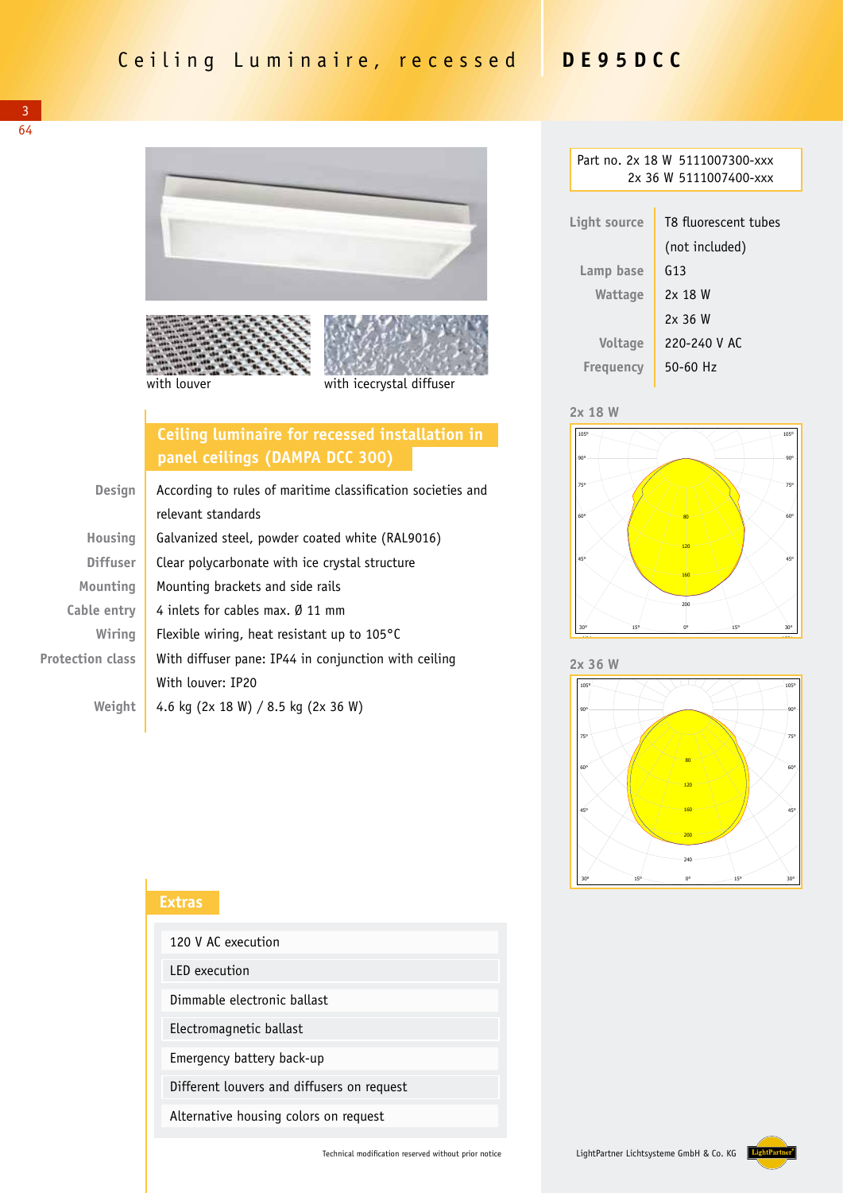# Ceiling Luminaire, recessed

# DE95DCC

with louver

with icecrystal diffuser

## Ceiling luminaire for recessed installation in panel ceilings (DAMPA DCC 300)

| | |
|---|---|
| **Design** | According to rules of maritime classification societies and relevant standards |
| **Housing** | Galvanized steel, powder coated white (RAL9016) |
| **Diffuser** | Clear polycarbonate with ice crystal structure |
| **Mounting** | Mounting brackets and side rails |
| **Cable entry** | 4 inlets for cables max. Ø 11 mm |
| **Wiring** | Flexible wiring, heat resistant up to 105°C |
| **Protection class** | With diffuser pane: IP44 in conjunction with ceiling<br>With louver: IP20 |
| **Weight** | 4.6 kg (2x 18 W) / 8.5 kg (2x 36 W) |

## Extras

- 120 V AC execution
- LED execution
- Dimmable electronic ballast
- Electromagnetic ballast
- Emergency battery back-up
- Different louvers and diffusers on request
- Alternative housing colors on request

Part no. 2x 18 W 5111007300-xxx
2x 36 W 5111007400-xxx

| | |
|---|---|
| **Light source** | T8 fluorescent tubes (not included) |
| **Lamp base** | G13 |
| **Wattage** | 2x 18 W<br>2x 36 W |
| **Voltage** | 220-240 V AC |
| **Frequency** | 50-60 Hz |

2x 18 W

2x 36 W

Technical modification reserved without prior notice

LightPartner Lichtsysteme GmbH & Co. KG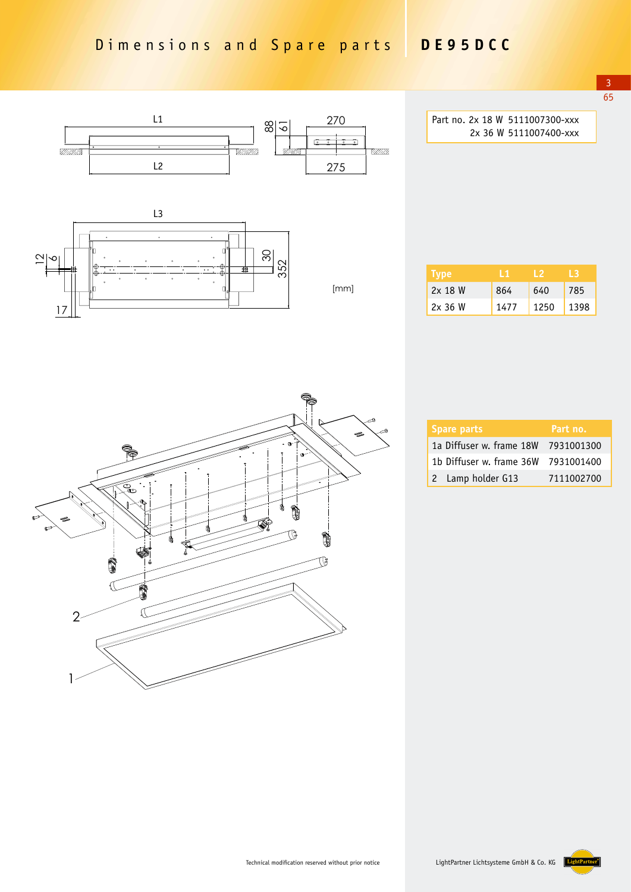# Dimensions and Spare parts

## DE95DCC

L1

88

61

270

L2

275

L3

12

6

30

352

17

[mm]

2

1

Part no. 2x 18 W 5111007300-xxx
2x 36 W 5111007400-xxx

| Type | L1 | L2 | L3 |
| --- | --- | --- | --- |
| 2x 18 W | 864 | 640 | 785 |
| 2x 36 W | 1477 | 1250 | 1398 |

| Spare parts | Part no. |
| --- | --- |
| 1a Diffuser w. frame 18W | 7931001300 |
| 1b Diffuser w. frame 36W | 7931001400 |
| 2 Lamp holder G13 | 7111002700 |

Technical modification reserved without prior notice

LightPartner Lichtsysteme GmbH & Co. KG